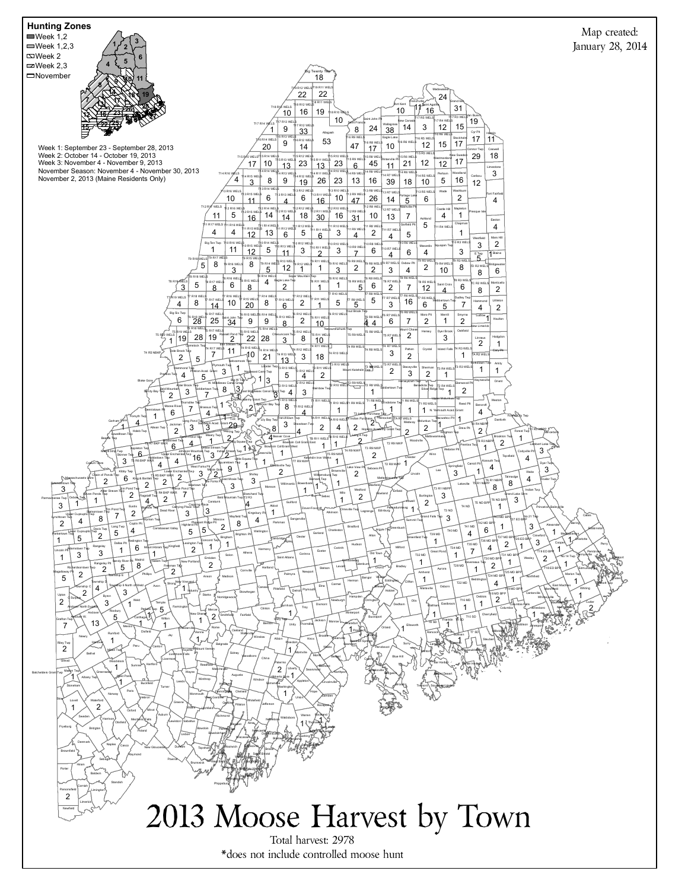# 2013 Moose Harvest by Town

Map created:
January 28, 2014

**Hunting Zones**

- Week 1,2
- Week 1,2,3
- Week 2
- Week 2,3
- November

Week 1: September 23 - September 28, 2013
Week 2: October 14 - October 19, 2013
Week 3: November 4 - November 9, 2013
November Season: November 4 - November 30, 2013
November 2, 2013 (Maine Residents Only)

Total harvest: 2978

*does not include controlled moose hunt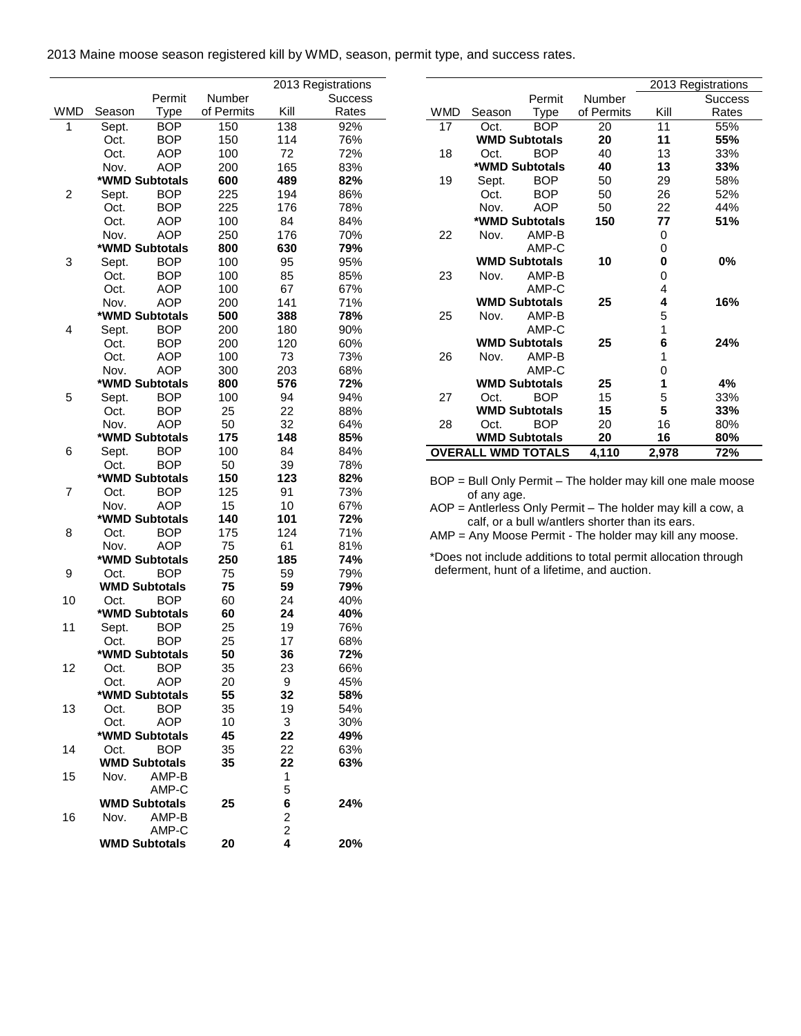2013 Maine moose season registered kill by WMD, season, permit type, and success rates.

| | | | | 2013 Registrations | |
|---|---|---|---|---|---|
| WMD | Season | Permit Type | Number of Permits | Kill | Success Rates |
| 1 | Sept. | BOP | 150 | 138 | 92% |
| | Oct. | BOP | 150 | 114 | 76% |
| | Oct. | AOP | 100 | 72 | 72% |
| | Nov. | AOP | 200 | 165 | 83% |
| | **\*WMD Subtotals** | | **600** | **489** | **82%** |
| 2 | Sept. | BOP | 225 | 194 | 86% |
| | Oct. | BOP | 225 | 176 | 78% |
| | Oct. | AOP | 100 | 84 | 84% |
| | Nov. | AOP | 250 | 176 | 70% |
| | **\*WMD Subtotals** | | **800** | **630** | **79%** |
| 3 | Sept. | BOP | 100 | 95 | 95% |
| | Oct. | BOP | 100 | 85 | 85% |
| | Oct. | AOP | 100 | 67 | 67% |
| | Nov. | AOP | 200 | 141 | 71% |
| | **\*WMD Subtotals** | | **500** | **388** | **78%** |
| 4 | Sept. | BOP | 200 | 180 | 90% |
| | Oct. | BOP | 200 | 120 | 60% |
| | Oct. | AOP | 100 | 73 | 73% |
| | Nov. | AOP | 300 | 203 | 68% |
| | **\*WMD Subtotals** | | **800** | **576** | **72%** |
| 5 | Sept. | BOP | 100 | 94 | 94% |
| | Oct. | BOP | 25 | 22 | 88% |
| | Nov. | AOP | 50 | 32 | 64% |
| | **\*WMD Subtotals** | | **175** | **148** | **85%** |
| 6 | Sept. | BOP | 100 | 84 | 84% |
| | Oct. | BOP | 50 | 39 | 78% |
| | **\*WMD Subtotals** | | **150** | **123** | **82%** |
| 7 | Oct. | BOP | 125 | 91 | 73% |
| | Nov. | AOP | 15 | 10 | 67% |
| | **\*WMD Subtotals** | | **140** | **101** | **72%** |
| 8 | Oct. | BOP | 175 | 124 | 71% |
| | Nov. | AOP | 75 | 61 | 81% |
| | **\*WMD Subtotals** | | **250** | **185** | **74%** |
| 9 | Oct. | BOP | 75 | 59 | 79% |
| | **WMD Subtotals** | | **75** | **59** | **79%** |
| 10 | Oct. | BOP | 60 | 24 | 40% |
| | **\*WMD Subtotals** | | **60** | **24** | **40%** |
| 11 | Sept. | BOP | 25 | 19 | 76% |
| | Oct. | BOP | 25 | 17 | 68% |
| | **\*WMD Subtotals** | | **50** | **36** | **72%** |
| 12 | Oct. | BOP | 35 | 23 | 66% |
| | Oct. | AOP | 20 | 9 | 45% |
| | **\*WMD Subtotals** | | **55** | **32** | **58%** |
| 13 | Oct. | BOP | 35 | 19 | 54% |
| | Oct. | AOP | 10 | 3 | 30% |
| | **\*WMD Subtotals** | | **45** | **22** | **49%** |
| 14 | Oct. | BOP | 35 | 22 | 63% |
| | **WMD Subtotals** | | **35** | **22** | **63%** |
| 15 | Nov. | AMP-B | | 1 | |
| | | AMP-C | | 5 | |
| | **WMD Subtotals** | | **25** | **6** | **24%** |
| 16 | Nov. | AMP-B | | 2 | |
| | | AMP-C | | 2 | |
| | **WMD Subtotals** | | **20** | **4** | **20%** |
| 17 | Oct. | BOP | 20 | 11 | 55% |
| | **WMD Subtotals** | | **20** | **11** | **55%** |
| 18 | Oct. | BOP | 40 | 13 | 33% |
| | **\*WMD Subtotals** | | **40** | **13** | **33%** |
| 19 | Sept. | BOP | 50 | 29 | 58% |
| | Oct. | BOP | 50 | 26 | 52% |
| | Nov. | AOP | 50 | 22 | 44% |
| | **\*WMD Subtotals** | | **150** | **77** | **51%** |
| 22 | Nov. | AMP-B | | 0 | |
| | | AMP-C | | 0 | |
| | **WMD Subtotals** | | **10** | **0** | **0%** |
| 23 | Nov. | AMP-B | | 0 | |
| | | AMP-C | | 4 | |
| | **WMD Subtotals** | | **25** | **4** | **16%** |
| 25 | Nov. | AMP-B | | 5 | |
| | | AMP-C | | 1 | |
| | **WMD Subtotals** | | **25** | **6** | **24%** |
| 26 | Nov. | AMP-B | | 1 | |
| | | AMP-C | | 0 | |
| | **WMD Subtotals** | | **25** | **1** | **4%** |
| 27 | Oct. | BOP | 15 | 5 | 33% |
| | **WMD Subtotals** | | **15** | **5** | **33%** |
| 28 | Oct. | BOP | 20 | 16 | 80% |
| | **WMD Subtotals** | | **20** | **16** | **80%** |
| **OVERALL WMD TOTALS** | | | **4,110** | **2,978** | **72%** |

BOP = Bull Only Permit – The holder may kill one male moose of any age.

AOP = Antlerless Only Permit – The holder may kill a cow, a calf, or a bull w/antlers shorter than its ears.

AMP = Any Moose Permit - The holder may kill any moose.

*Does not include additions to total permit allocation through deferment, hunt of a lifetime, and auction.